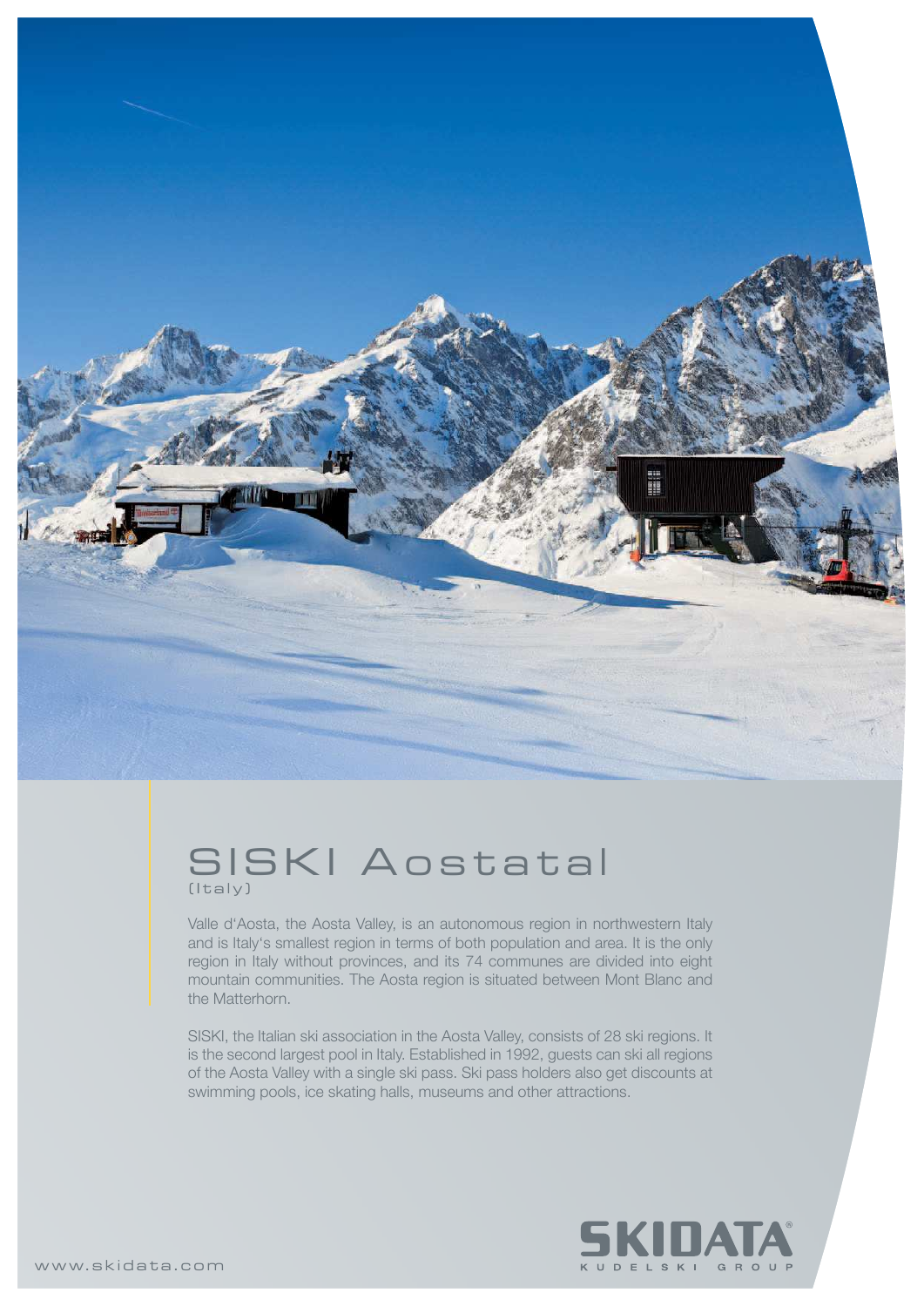# SISKI Aostatal

(Italy)

Valle d'Aosta, the Aosta Valley, is an autonomous region in northwestern Italy and is Italy's smallest region in terms of both population and area. It is the only region in Italy without provinces, and its 74 communes are divided into eight mountain communities. The Aosta region is situated between Mont Blanc and the Matterhorn.

SISKI, the Italian ski association in the Aosta Valley, consists of 28 ski regions. It is the second largest pool in Italy. Established in 1992, guests can ski all regions of the Aosta Valley with a single ski pass. Ski pass holders also get discounts at swimming pools, ice skating halls, museums and other attractions.

www.skidata.com

SKIDATA® KUDELSKI GROUP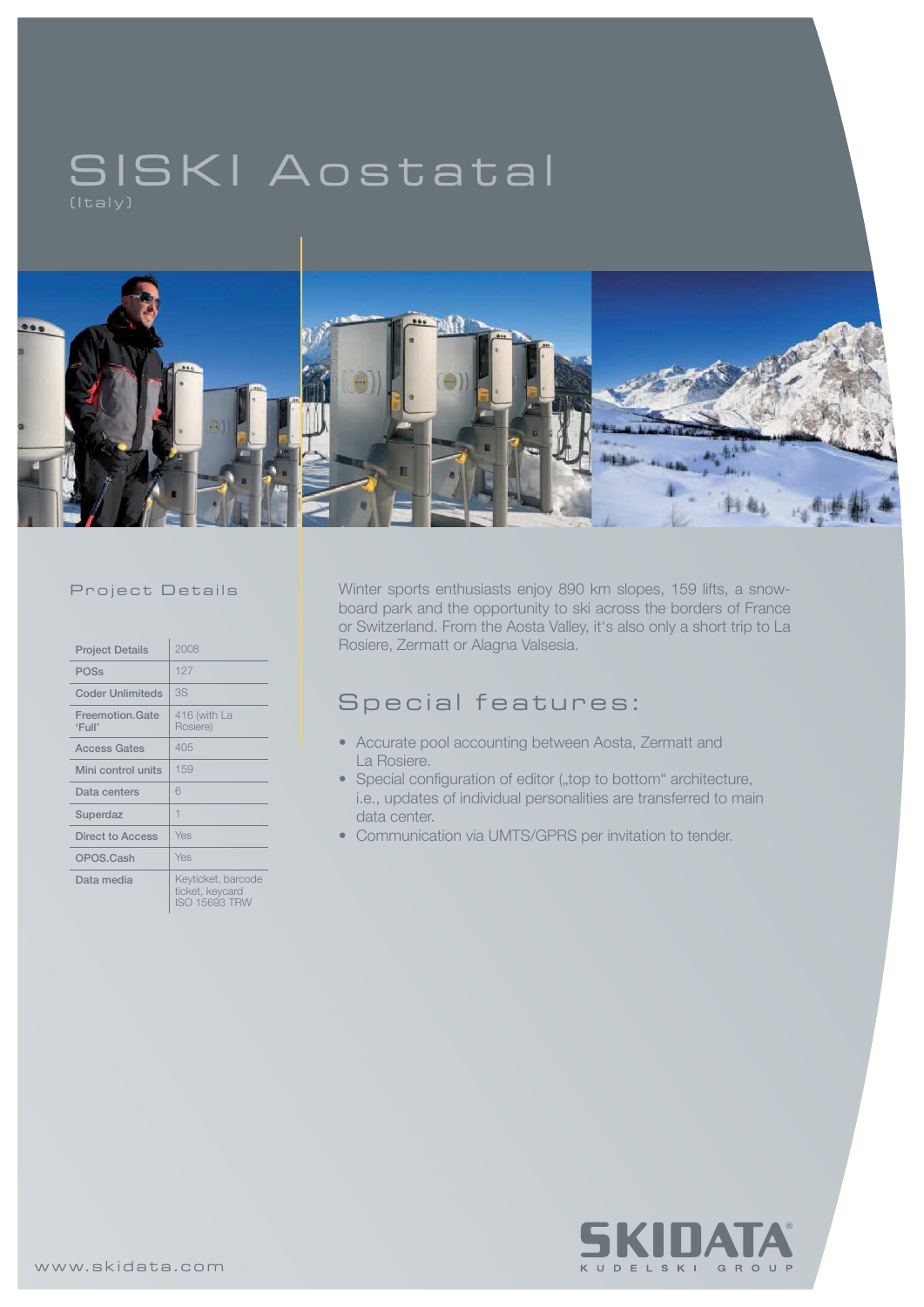# SISKI Aostatal

[Italy]

## Project Details

| | |
|---|---|
| Project Details | 2008 |
| POSs | 127 |
| Coder Unlimiteds | 3S |
| Freemotion.Gate 'Full' | 416 (with La Rosiere) |
| Access Gates | 405 |
| Mini control units | 159 |
| Data centers | 6 |
| Superdaz | 1 |
| Direct to Access | Yes |
| OPOS.Cash | Yes |
| Data media | Keyticket, barcode ticket, keycard ISO 15693 TRW |

Winter sports enthusiasts enjoy 890 km slopes, 159 lifts, a snow-board park and the opportunity to ski across the borders of France or Switzerland. From the Aosta Valley, it's also only a short trip to La Rosiere, Zermatt or Alagna Valsesia.

## Special features:

- Accurate pool accounting between Aosta, Zermatt and La Rosiere.
- Special configuration of editor („top to bottom" architecture, i.e., updates of individual personalities are transferred to main data center.
- Communication via UMTS/GPRS per invitation to tender.

www.skidata.com

SKIDATA®
KUDELSKI GROUP